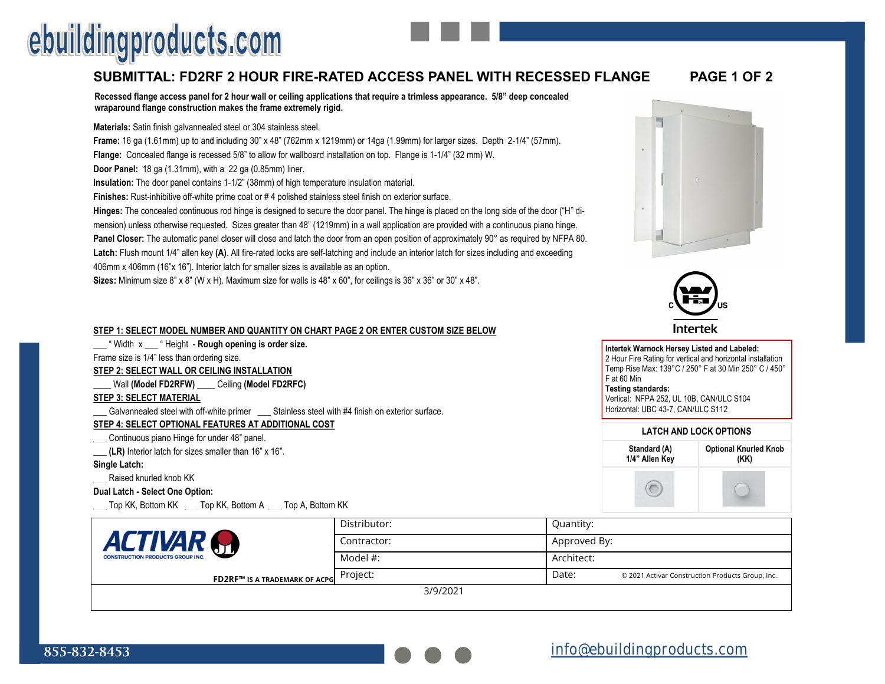ebuildingproducts.com

# SUBMITTAL: FD2RF 2 HOUR FIRE-RATED ACCESS PANEL WITH RECESSED FLANGE

**Recessed flange access panel for 2 hour wall or ceiling applications that require a trimless appearance. 5/8" deep concealed wraparound flange construction makes the frame extremely rigid.**

**Materials:** Satin finish galvannealed steel or 304 stainless steel.

**Frame:** 16 ga (1.61mm) up to and including 30" x 48" (762mm x 1219mm) or 14ga (1.99mm) for larger sizes. Depth 2-1/4" (57mm).

**Flange:** Concealed flange is recessed 5/8" to allow for wallboard installation on top. Flange is 1-1/4" (32 mm) W.

**Door Panel:** 18 ga (1.31mm), with a 22 ga (0.85mm) liner.

**Insulation:** The door panel contains 1-1/2" (38mm) of high temperature insulation material.

**Finishes:** Rust-inhibitive off-white prime coat or # 4 polished stainless steel finish on exterior surface.

**Hinges:** The concealed continuous rod hinge is designed to secure the door panel. The hinge is placed on the long side of the door ("H" dimension) unless otherwise requested. Sizes greater than 48" (1219mm) in a wall application are provided with a continuous piano hinge.

**Panel Closer:** The automatic panel closer will close and latch the door from an open position of approximately 90° as required by NFPA 80.

**Latch:** Flush mount 1/4" allen key **(A)**. All fire-rated locks are self-latching and include an interior latch for sizes including and exceeding 406mm x 406mm (16"x 16"). Interior latch for smaller sizes is available as an option.

**Sizes:** Minimum size 8" x 8" (W x H). Maximum size for walls is 48" x 60", for ceilings is 36" x 36" or 30" x 48".

c US Intertek

**Intertek Warnock Hersey Listed and Labeled:**
2 Hour Fire Rating for vertical and horizontal installation
Temp Rise Max: 139°C / 250° F at 30 Min 250° C / 450° F at 60 Min
**Testing standards:**
Vertical: NFPA 252, UL 10B, CAN/ULC S104
Horizontal: UBC 43-7, CAN/ULC S112

### STEP 1: SELECT MODEL NUMBER AND QUANTITY ON CHART PAGE 2 OR ENTER CUSTOM SIZE BELOW

___ " Width x ___ " Height - **Rough opening is order size.**
Frame size is 1/4" less than ordering size.

### STEP 2: SELECT WALL OR CEILING INSTALLATION

____ Wall **(Model FD2RFW)** ____ Ceiling **(Model FD2RFC)**

### STEP 3: SELECT MATERIAL

___ Galvannealed steel with off-white primer ___ Stainless steel with #4 finish on exterior surface.

### STEP 4: SELECT OPTIONAL FEATURES AT ADDITIONAL COST

___ Continuous piano Hinge for under 48" panel.
___ **(LR)** Interior latch for sizes smaller than 16" x 16".

**Single Latch:**
___ Raised knurled knob KK

**Dual Latch - Select One Option:**
___ Top KK, Bottom KK ___ Top KK, Bottom A ___ Top A, Bottom KK

| LATCH AND LOCK OPTIONS | |
|---|---|
| **Standard (A) 1/4" Allen Key** | **Optional Knurled Knob (KK)** |

| ACTIVAR CONSTRUCTION PRODUCTS GROUP INC. | Distributor: | Quantity: |
|---|---|---|
| | Contractor: | Approved By: |
| | Model #: | Architect: |
| **FD2RF™ IS A TRADEMARK OF ACPG** | Project: | Date: |

© 2021 Activar Construction Products Group, Inc.

3/9/2021

855-832-8453

info@ebuildingproducts.com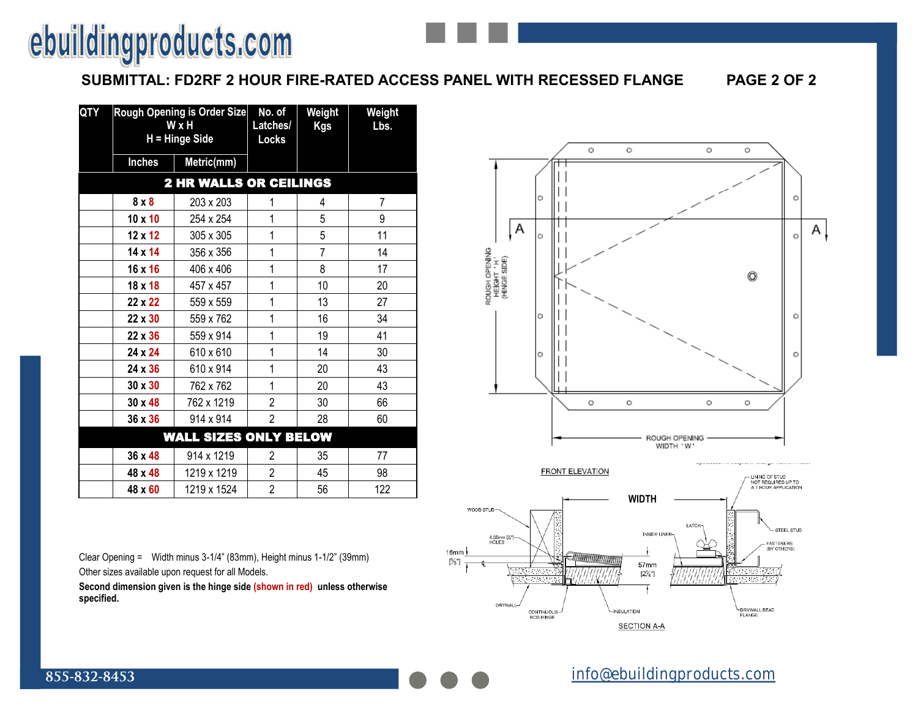ebuildingproducts.com

## SUBMITTAL: FD2RF 2 HOUR FIRE-RATED ACCESS PANEL WITH RECESSED FLANGE

| QTY | Rough Opening is Order Size W x H H = Hinge Side | | No. of Latches/ Locks | Weight Kgs | Weight Lbs. |
|---|---|---|---|---|---|
| | Inches | Metric(mm) | | | |
| **2 HR WALLS OR CEILINGS** | | | | | |
| | 8 x 8 | 203 x 203 | 1 | 4 | 7 |
| | 10 x 10 | 254 x 254 | 1 | 5 | 9 |
| | 12 x 12 | 305 x 305 | 1 | 5 | 11 |
| | 14 x 14 | 356 x 356 | 1 | 7 | 14 |
| | 16 x 16 | 406 x 406 | 1 | 8 | 17 |
| | 18 x 18 | 457 x 457 | 1 | 10 | 20 |
| | 22 x 22 | 559 x 559 | 1 | 13 | 27 |
| | 22 x 30 | 559 x 762 | 1 | 16 | 34 |
| | 22 x 36 | 559 x 914 | 1 | 19 | 41 |
| | 24 x 24 | 610 x 610 | 1 | 14 | 30 |
| | 24 x 36 | 610 x 914 | 1 | 20 | 43 |
| | 30 x 30 | 762 x 762 | 1 | 20 | 43 |
| | 30 x 48 | 762 x 1219 | 2 | 30 | 66 |
| | 36 x 36 | 914 x 914 | 2 | 28 | 60 |
| **WALL SIZES ONLY BELOW** | | | | | |
| | 36 x 48 | 914 x 1219 | 2 | 35 | 77 |
| | 48 x 48 | 1219 x 1219 | 2 | 45 | 98 |
| | 48 x 60 | 1219 x 1524 | 2 | 56 | 122 |

Clear Opening = Width minus 3-1/4" (83mm), Height minus 1-1/2" (39mm)

Other sizes available upon request for all Models.

**Second dimension given is the hinge side (shown in red) unless otherwise specified.**

A
A
ROUGH OPENING HEIGHT 'H' (HINGE SIDE)
ROUGH OPENING WIDTH 'W'
FRONT ELEVATION

WIDTH
WOOD STUD
6.35mm [¼"] HOLES
16mm [⅝"]
DRYWALL
CONTINUOUS ROD HINGE
INSULATION
INSIDE LINER
LATCH
57mm [2¼"]
LINING OF STUD NOT REQUIRED UP TO A 1 HOUR APPLICATION
STEEL STUD
FASTENERS (BY OTHERS)
DRYWALL BEAD FLANGE
SECTION A-A

855-832-8453

info@ebuildingproducts.com